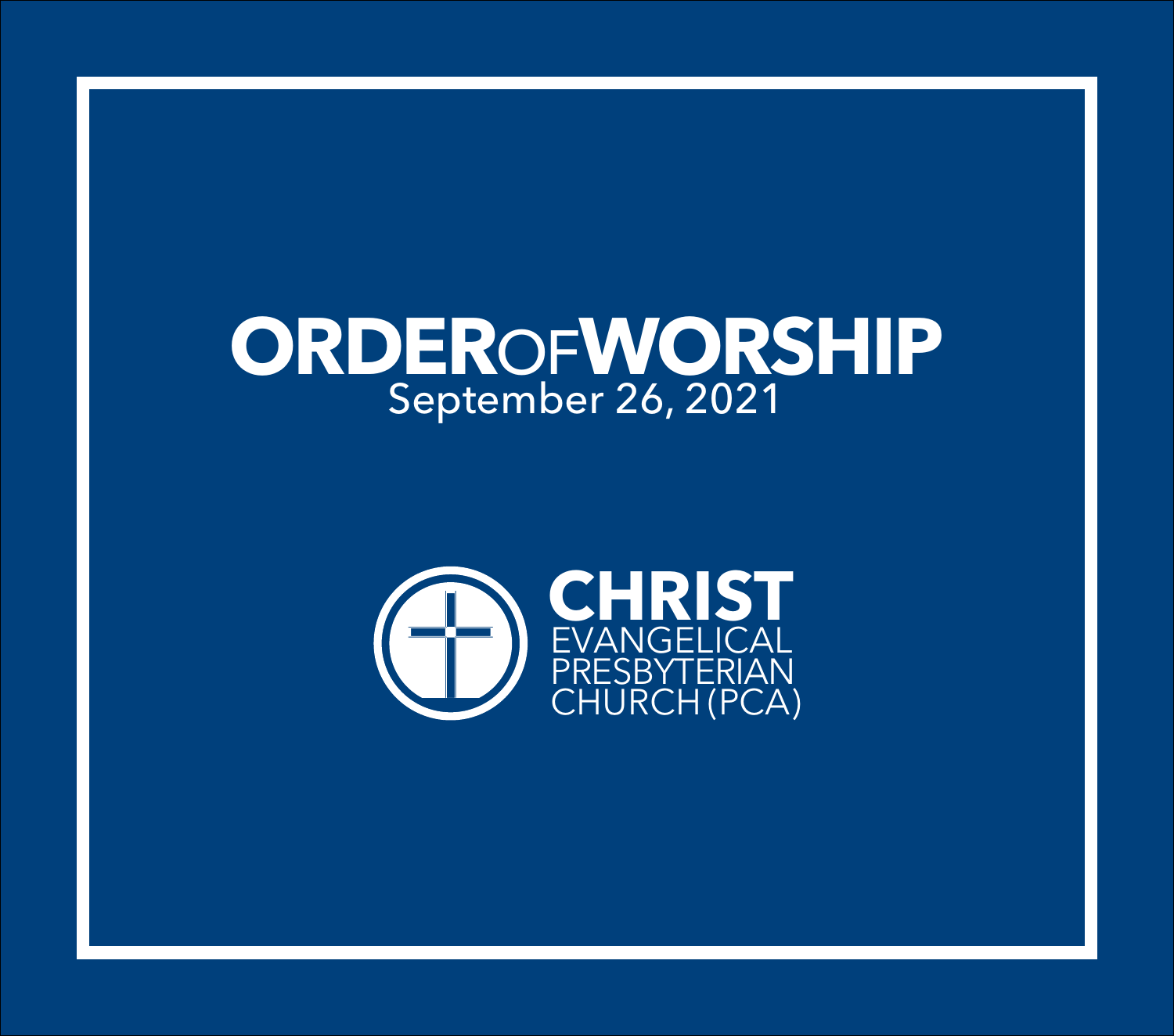# ORDER OF WORSHIP

September 26, 2021

**CHRIST**
EVANGELICAL
PRESBYTERIAN
CHURCH (PCA)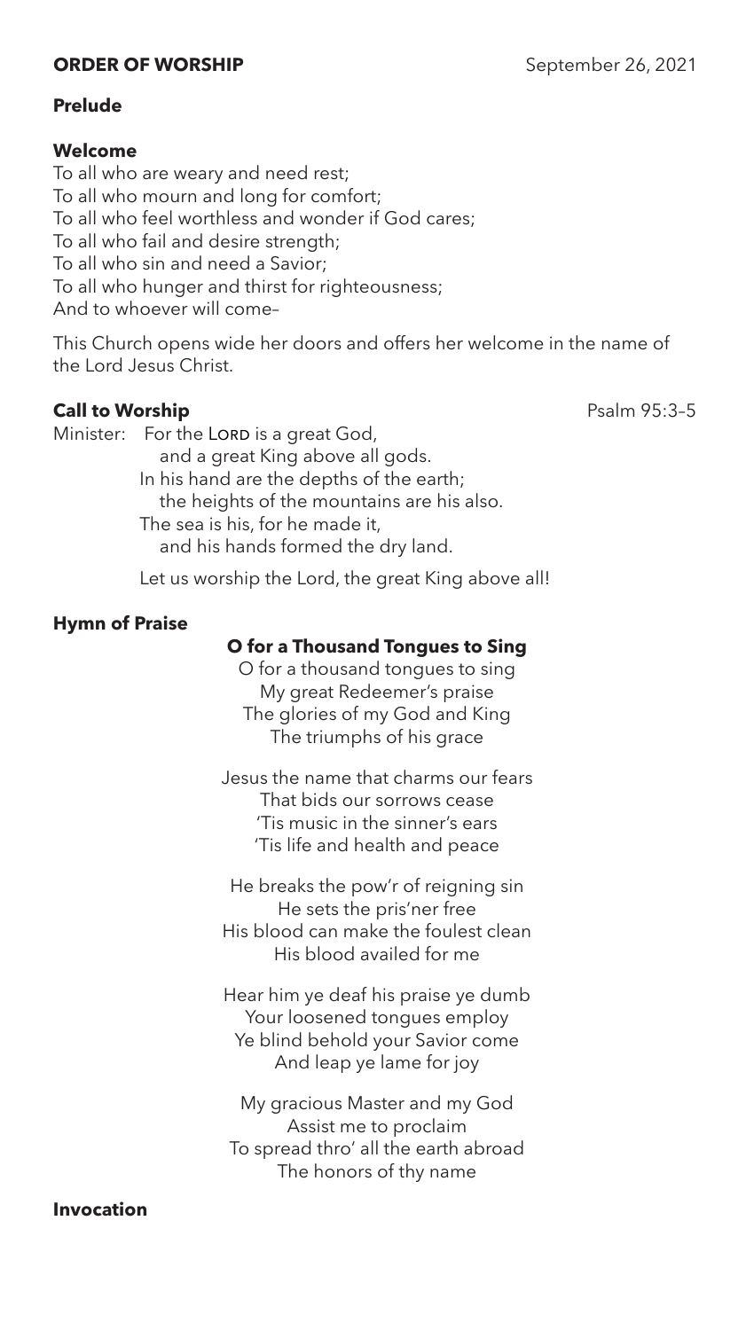**ORDER OF WORSHIP** September 26, 2021

**Prelude**

**Welcome**

To all who are weary and need rest;
To all who mourn and long for comfort;
To all who feel worthless and wonder if God cares;
To all who fail and desire strength;
To all who sin and need a Savior;
To all who hunger and thirst for righteousness;
And to whoever will come–

This Church opens wide her doors and offers her welcome in the name of the Lord Jesus Christ.

**Call to Worship** Psalm 95:3–5

Minister: For the LORD is a great God,
and a great King above all gods.
In his hand are the depths of the earth;
the heights of the mountains are his also.
The sea is his, for he made it,
and his hands formed the dry land.

Let us worship the Lord, the great King above all!

**Hymn of Praise**

**O for a Thousand Tongues to Sing**

O for a thousand tongues to sing
My great Redeemer's praise
The glories of my God and King
The triumphs of his grace

Jesus the name that charms our fears
That bids our sorrows cease
'Tis music in the sinner's ears
'Tis life and health and peace

He breaks the pow'r of reigning sin
He sets the pris'ner free
His blood can make the foulest clean
His blood availed for me

Hear him ye deaf his praise ye dumb
Your loosened tongues employ
Ye blind behold your Savior come
And leap ye lame for joy

My gracious Master and my God
Assist me to proclaim
To spread thro' all the earth abroad
The honors of thy name

**Invocation**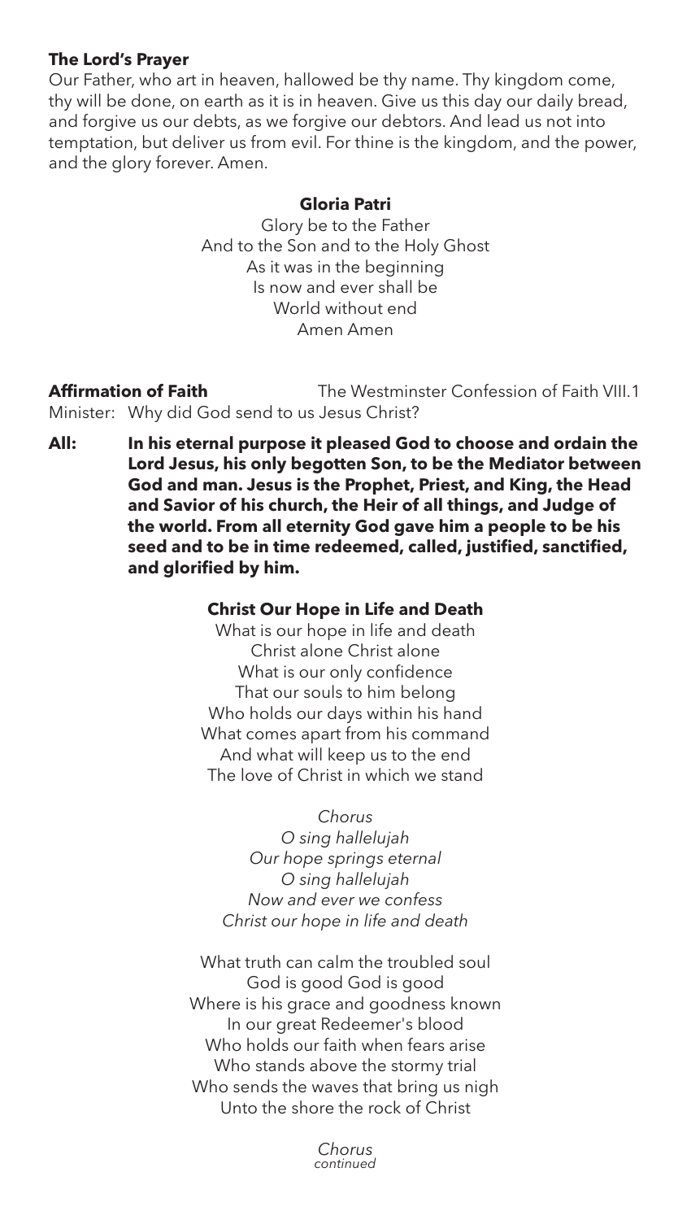**The Lord's Prayer**

Our Father, who art in heaven, hallowed be thy name. Thy kingdom come, thy will be done, on earth as it is in heaven. Give us this day our daily bread, and forgive us our debts, as we forgive our debtors. And lead us not into temptation, but deliver us from evil. For thine is the kingdom, and the power, and the glory forever. Amen.

**Gloria Patri**

Glory be to the Father
And to the Son and to the Holy Ghost
As it was in the beginning
Is now and ever shall be
World without end
Amen Amen

**Affirmation of Faith** The Westminster Confession of Faith VIII.1

Minister: Why did God send to us Jesus Christ?

**All: In his eternal purpose it pleased God to choose and ordain the Lord Jesus, his only begotten Son, to be the Mediator between God and man. Jesus is the Prophet, Priest, and King, the Head and Savior of his church, the Heir of all things, and Judge of the world. From all eternity God gave him a people to be his seed and to be in time redeemed, called, justified, sanctified, and glorified by him.**

**Christ Our Hope in Life and Death**

What is our hope in life and death
Christ alone Christ alone
What is our only confidence
That our souls to him belong
Who holds our days within his hand
What comes apart from his command
And what will keep us to the end
The love of Christ in which we stand

*Chorus*
*O sing hallelujah*
*Our hope springs eternal*
*O sing hallelujah*
*Now and ever we confess*
*Christ our hope in life and death*

What truth can calm the troubled soul
God is good God is good
Where is his grace and goodness known
In our great Redeemer's blood
Who holds our faith when fears arise
Who stands above the stormy trial
Who sends the waves that bring us nigh
Unto the shore the rock of Christ

*Chorus*
*continued*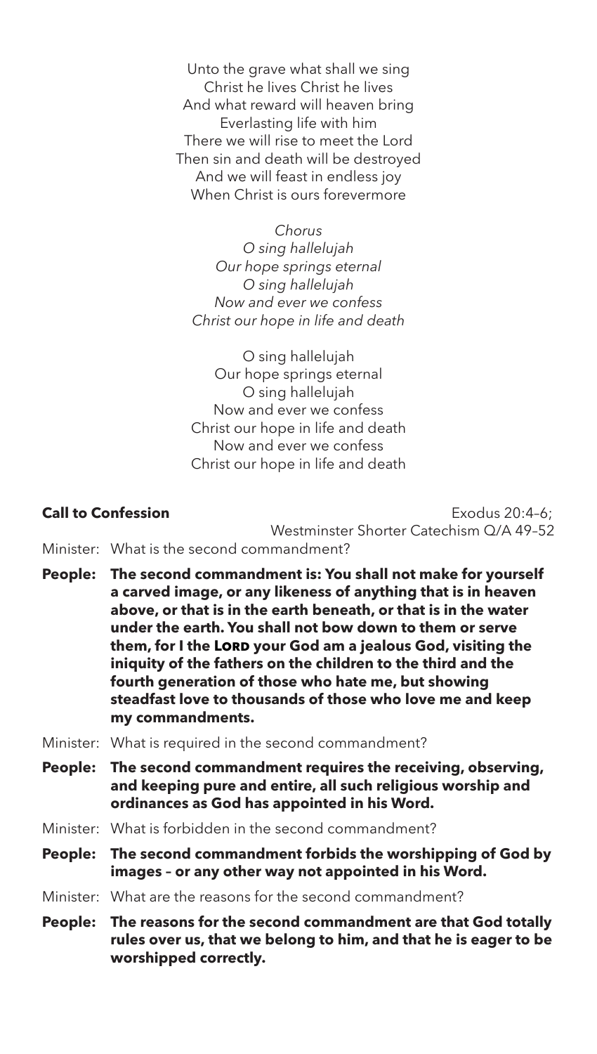Unto the grave what shall we sing
Christ he lives Christ he lives
And what reward will heaven bring
Everlasting life with him
There we will rise to meet the Lord
Then sin and death will be destroyed
And we will feast in endless joy
When Christ is ours forevermore

*Chorus*
*O sing hallelujah*
*Our hope springs eternal*
*O sing hallelujah*
*Now and ever we confess*
*Christ our hope in life and death*

O sing hallelujah
Our hope springs eternal
O sing hallelujah
Now and ever we confess
Christ our hope in life and death
Now and ever we confess
Christ our hope in life and death

**Call to Confession** Exodus 20:4–6; Westminster Shorter Catechism Q/A 49–52

Minister: What is the second commandment?

**People: The second commandment is: You shall not make for yourself a carved image, or any likeness of anything that is in heaven above, or that is in the earth beneath, or that is in the water under the earth. You shall not bow down to them or serve them, for I the LORD your God am a jealous God, visiting the iniquity of the fathers on the children to the third and the fourth generation of those who hate me, but showing steadfast love to thousands of those who love me and keep my commandments.**

Minister: What is required in the second commandment?

**People: The second commandment requires the receiving, observing, and keeping pure and entire, all such religious worship and ordinances as God has appointed in his Word.**

Minister: What is forbidden in the second commandment?

**People: The second commandment forbids the worshipping of God by images – or any other way not appointed in his Word.**

Minister: What are the reasons for the second commandment?

**People: The reasons for the second commandment are that God totally rules over us, that we belong to him, and that he is eager to be worshipped correctly.**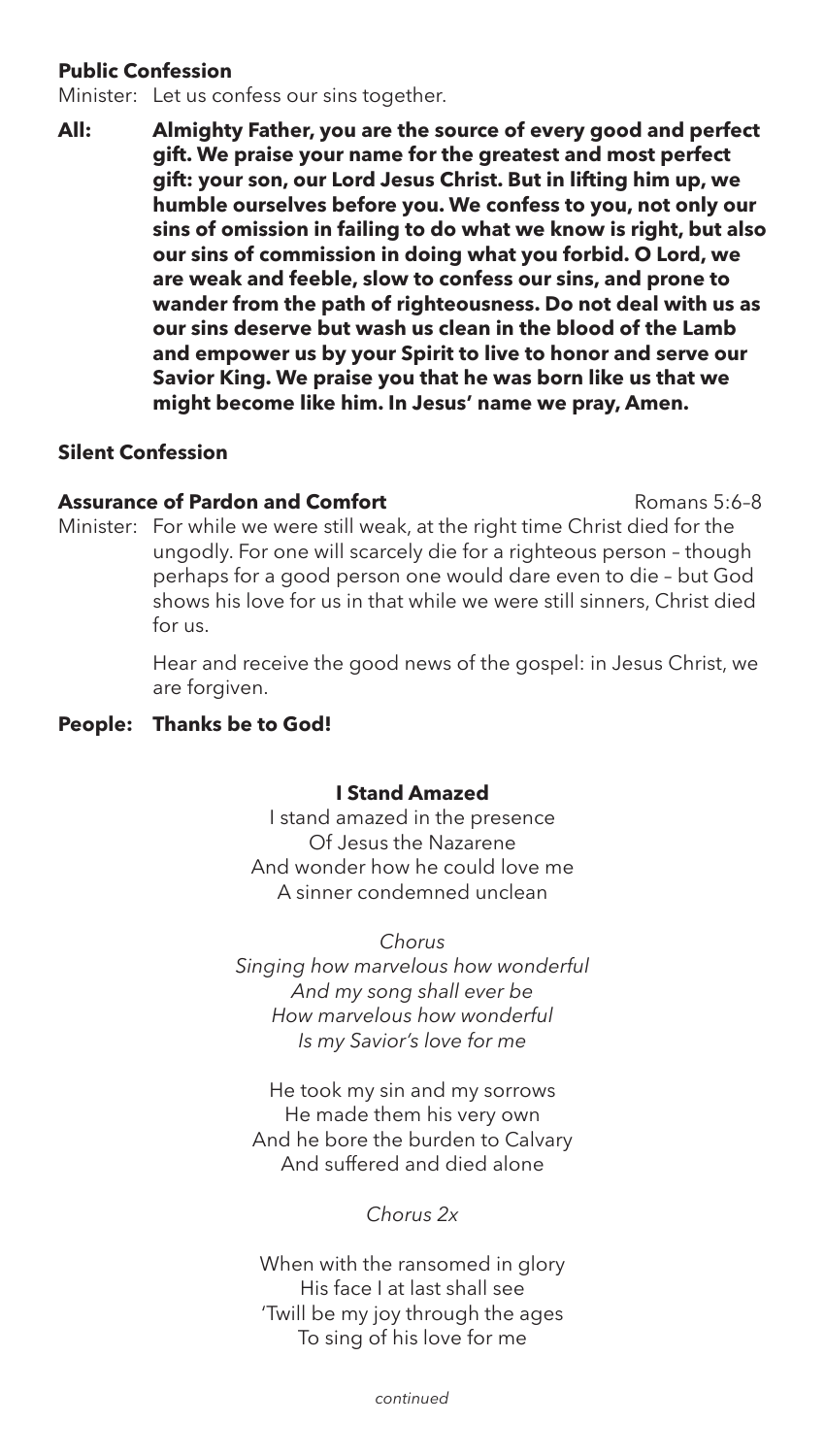**Public Confession**

Minister: Let us confess our sins together.

**All: Almighty Father, you are the source of every good and perfect gift. We praise your name for the greatest and most perfect gift: your son, our Lord Jesus Christ. But in lifting him up, we humble ourselves before you. We confess to you, not only our sins of omission in failing to do what we know is right, but also our sins of commission in doing what you forbid. O Lord, we are weak and feeble, slow to confess our sins, and prone to wander from the path of righteousness. Do not deal with us as our sins deserve but wash us clean in the blood of the Lamb and empower us by your Spirit to live to honor and serve our Savior King. We praise you that he was born like us that we might become like him. In Jesus' name we pray, Amen.**

**Silent Confession**

**Assurance of Pardon and Comfort** Romans 5:6–8

Minister: For while we were still weak, at the right time Christ died for the ungodly. For one will scarcely die for a righteous person – though perhaps for a good person one would dare even to die – but God shows his love for us in that while we were still sinners, Christ died for us.

Hear and receive the good news of the gospel: in Jesus Christ, we are forgiven.

**People: Thanks be to God!**

**I Stand Amazed**

I stand amazed in the presence
Of Jesus the Nazarene
And wonder how he could love me
A sinner condemned unclean

*Chorus*
*Singing how marvelous how wonderful*
*And my song shall ever be*
*How marvelous how wonderful*
*Is my Savior's love for me*

He took my sin and my sorrows
He made them his very own
And he bore the burden to Calvary
And suffered and died alone

*Chorus 2x*

When with the ransomed in glory
His face I at last shall see
'Twill be my joy through the ages
To sing of his love for me

*continued*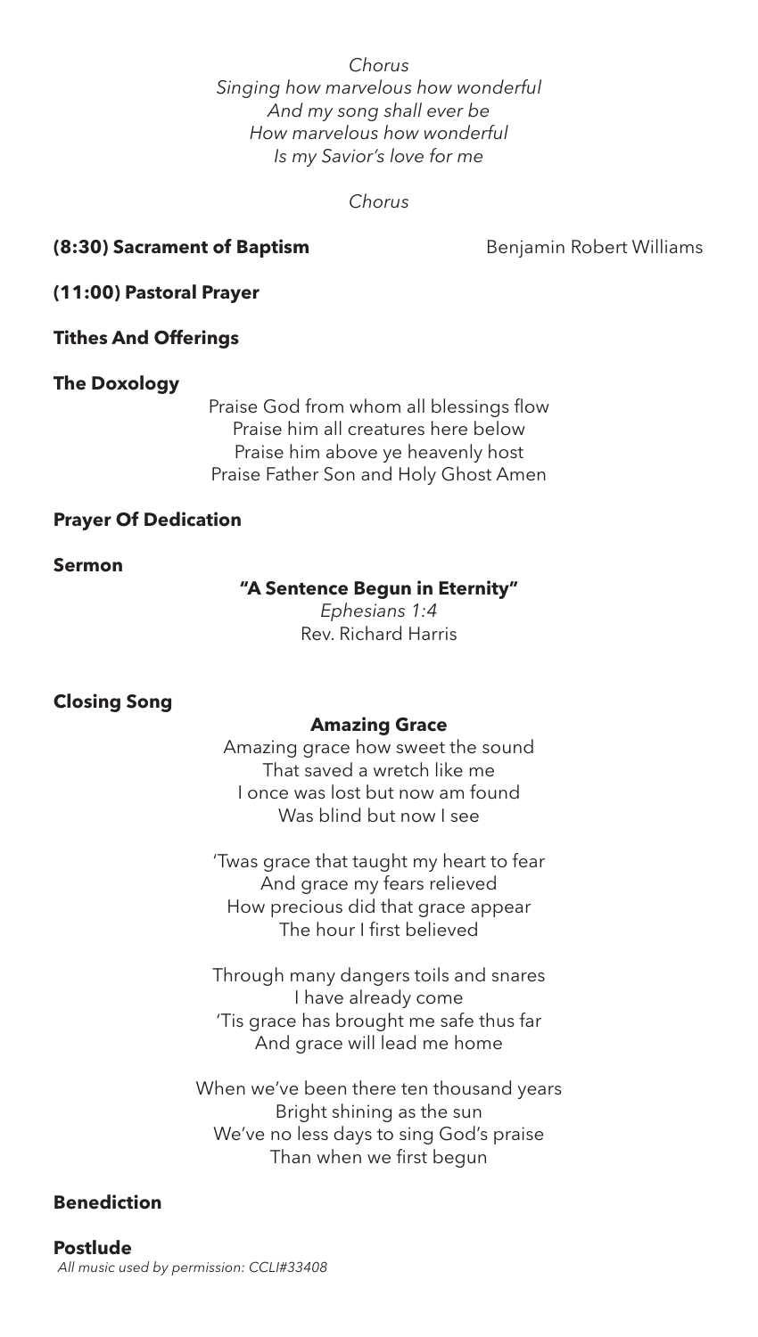*Chorus*
*Singing how marvelous how wonderful*
*And my song shall ever be*
*How marvelous how wonderful*
*Is my Savior's love for me*

*Chorus*

**(8:30) Sacrament of Baptism** Benjamin Robert Williams

**(11:00) Pastoral Prayer**

**Tithes And Offerings**

**The Doxology**

Praise God from whom all blessings flow
Praise him all creatures here below
Praise him above ye heavenly host
Praise Father Son and Holy Ghost Amen

**Prayer Of Dedication**

**Sermon**

**"A Sentence Begun in Eternity"**
*Ephesians 1:4*
Rev. Richard Harris

**Closing Song**

**Amazing Grace**

Amazing grace how sweet the sound
That saved a wretch like me
I once was lost but now am found
Was blind but now I see

'Twas grace that taught my heart to fear
And grace my fears relieved
How precious did that grace appear
The hour I first believed

Through many dangers toils and snares
I have already come
'Tis grace has brought me safe thus far
And grace will lead me home

When we've been there ten thousand years
Bright shining as the sun
We've no less days to sing God's praise
Than when we first begun

**Benediction**

**Postlude**

*All music used by permission: CCLI#33408*